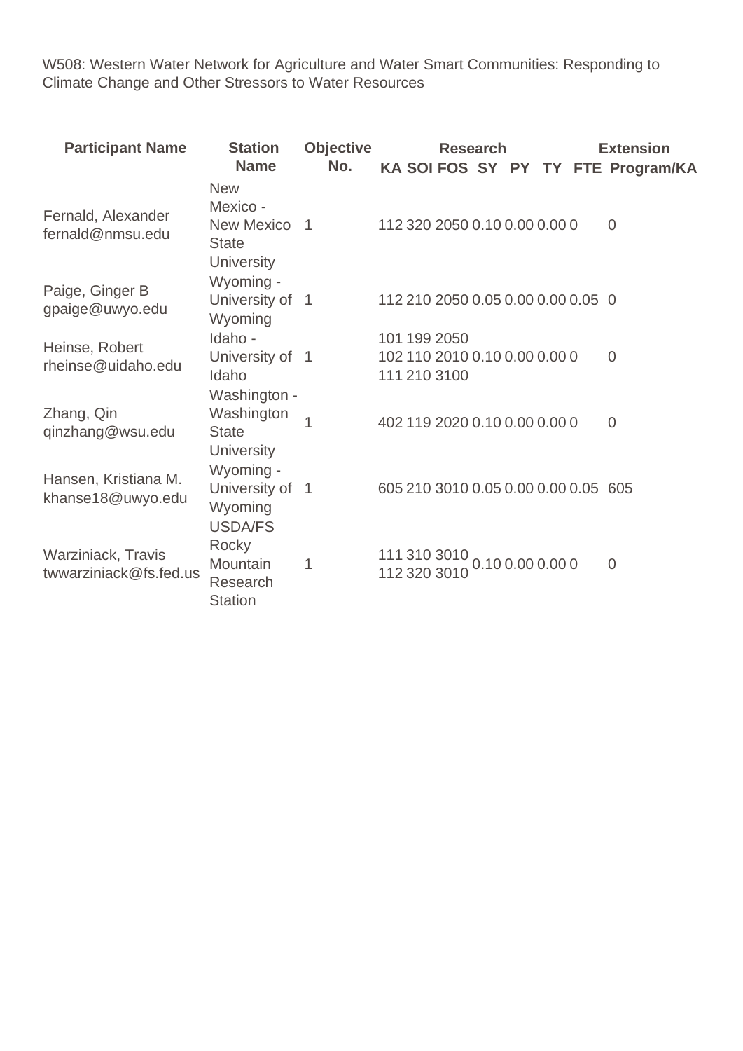W508: Western Water Network for Agriculture and Water Smart Communities: Responding to Climate Change and Other Stressors to Water Resources

| Participant Name | Station Name | Objective No. | Research | | | | | | | Extension |
|---|---|---|---|---|---|---|---|---|---|---|
| | | | KA | SOI | FOS | SY | PY | TY | FTE | Program/KA |
| Fernald, Alexander fernald@nmsu.edu | New Mexico - New Mexico State University | 1 | 112 | 320 | 2050 | 0.10 | 0.00 | 0.00 | 0 | 0 |
| Paige, Ginger B gpaige@uwyo.edu | Wyoming - University of Wyoming | 1 | 112 | 210 | 2050 | 0.05 | 0.00 | 0.00 | 0.05 | 0 |
| Heinse, Robert rheinse@uidaho.edu | Idaho - University of Idaho | 1 | 101<br>102<br>111 | 199<br>110<br>210 | 2050<br>2010<br>3100 | 0.10 | 0.00 | 0.00 | 0 | 0 |
| Zhang, Qin qinzhang@wsu.edu | Washington - Washington State University | 1 | 402 | 119 | 2020 | 0.10 | 0.00 | 0.00 | 0 | 0 |
| Hansen, Kristiana M. khanse18@uwyo.edu | Wyoming - University of Wyoming | 1 | 605 | 210 | 3010 | 0.05 | 0.00 | 0.00 | 0.05 | 605 |
| Warziniack, Travis twwarziniack@fs.fed.us | USDA/FS Rocky Mountain Research Station | 1 | 111<br>112 | 310<br>320 | 3010<br>3010 | 0.10 | 0.00 | 0.00 | 0 | 0 |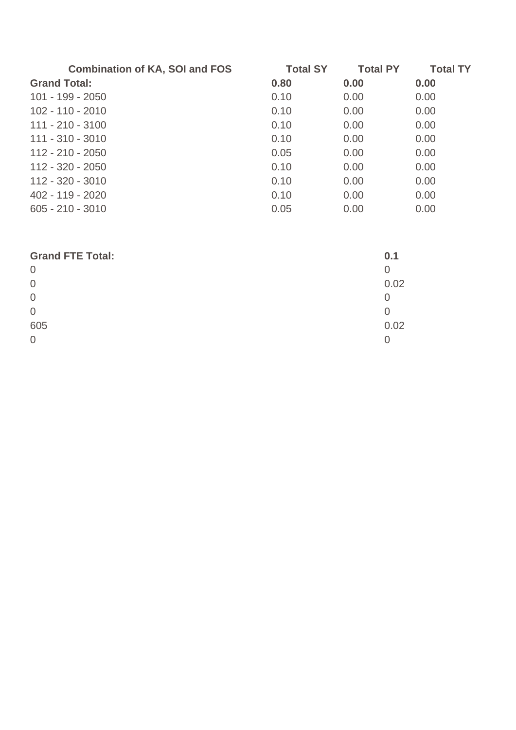| Combination of KA, SOI and FOS | Total SY | Total PY | Total TY |
| --- | --- | --- | --- |
| **Grand Total:** | **0.80** | **0.00** | **0.00** |
| 101 - 199 - 2050 | 0.10 | 0.00 | 0.00 |
| 102 - 110 - 2010 | 0.10 | 0.00 | 0.00 |
| 111 - 210 - 3100 | 0.10 | 0.00 | 0.00 |
| 111 - 310 - 3010 | 0.10 | 0.00 | 0.00 |
| 112 - 210 - 2050 | 0.05 | 0.00 | 0.00 |
| 112 - 320 - 2050 | 0.10 | 0.00 | 0.00 |
| 112 - 320 - 3010 | 0.10 | 0.00 | 0.00 |
| 402 - 119 - 2020 | 0.10 | 0.00 | 0.00 |
| 605 - 210 - 3010 | 0.05 | 0.00 | 0.00 |

| | |
| --- | --- |
| **Grand FTE Total:** | **0.1** |
| 0 | 0 |
| 0 | 0.02 |
| 0 | 0 |
| 0 | 0 |
| 605 | 0.02 |
| 0 | 0 |